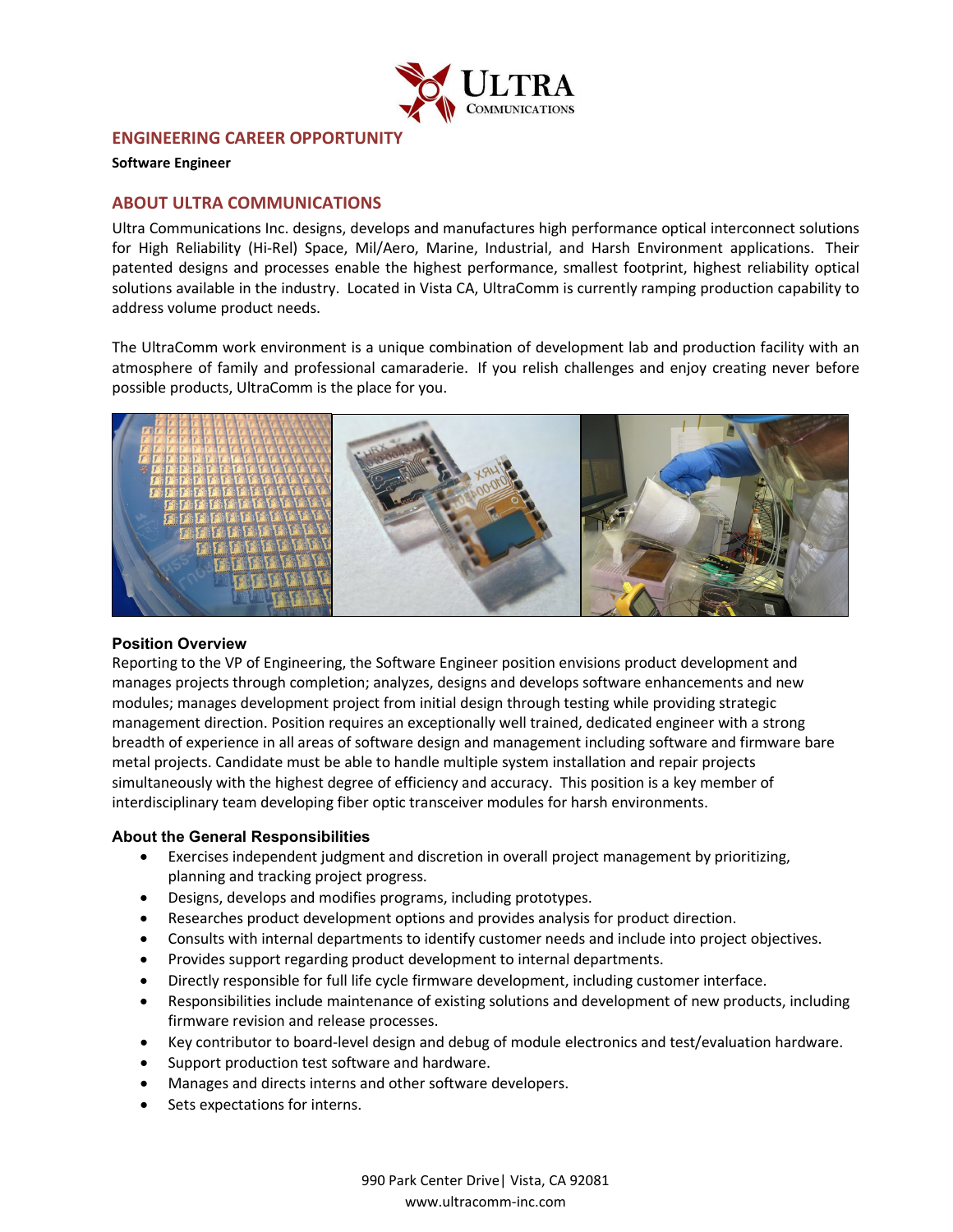## ENGINEERING CAREER OPPORTUNITY

**Software Engineer**

## ABOUT ULTRA COMMUNICATIONS

Ultra Communications Inc. designs, develops and manufactures high performance optical interconnect solutions for High Reliability (Hi-Rel) Space, Mil/Aero, Marine, Industrial, and Harsh Environment applications. Their patented designs and processes enable the highest performance, smallest footprint, highest reliability optical solutions available in the industry. Located in Vista CA, UltraComm is currently ramping production capability to address volume product needs.

The UltraComm work environment is a unique combination of development lab and production facility with an atmosphere of family and professional camaraderie. If you relish challenges and enjoy creating never before possible products, UltraComm is the place for you.

### Position Overview

Reporting to the VP of Engineering, the Software Engineer position envisions product development and manages projects through completion; analyzes, designs and develops software enhancements and new modules; manages development project from initial design through testing while providing strategic management direction. Position requires an exceptionally well trained, dedicated engineer with a strong breadth of experience in all areas of software design and management including software and firmware bare metal projects. Candidate must be able to handle multiple system installation and repair projects simultaneously with the highest degree of efficiency and accuracy. This position is a key member of interdisciplinary team developing fiber optic transceiver modules for harsh environments.

### About the General Responsibilities

- Exercises independent judgment and discretion in overall project management by prioritizing, planning and tracking project progress.
- Designs, develops and modifies programs, including prototypes.
- Researches product development options and provides analysis for product direction.
- Consults with internal departments to identify customer needs and include into project objectives.
- Provides support regarding product development to internal departments.
- Directly responsible for full life cycle firmware development, including customer interface.
- Responsibilities include maintenance of existing solutions and development of new products, including firmware revision and release processes.
- Key contributor to board-level design and debug of module electronics and test/evaluation hardware.
- Support production test software and hardware.
- Manages and directs interns and other software developers.
- Sets expectations for interns.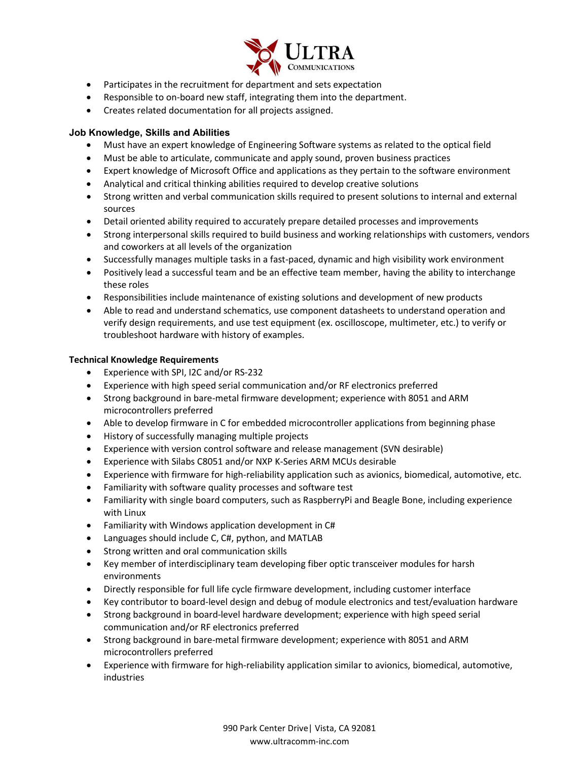- Participates in the recruitment for department and sets expectation
- Responsible to on-board new staff, integrating them into the department.
- Creates related documentation for all projects assigned.

### Job Knowledge, Skills and Abilities

- Must have an expert knowledge of Engineering Software systems as related to the optical field
- Must be able to articulate, communicate and apply sound, proven business practices
- Expert knowledge of Microsoft Office and applications as they pertain to the software environment
- Analytical and critical thinking abilities required to develop creative solutions
- Strong written and verbal communication skills required to present solutions to internal and external sources
- Detail oriented ability required to accurately prepare detailed processes and improvements
- Strong interpersonal skills required to build business and working relationships with customers, vendors and coworkers at all levels of the organization
- Successfully manages multiple tasks in a fast-paced, dynamic and high visibility work environment
- Positively lead a successful team and be an effective team member, having the ability to interchange these roles
- Responsibilities include maintenance of existing solutions and development of new products
- Able to read and understand schematics, use component datasheets to understand operation and verify design requirements, and use test equipment (ex. oscilloscope, multimeter, etc.) to verify or troubleshoot hardware with history of examples.

### Technical Knowledge Requirements

- Experience with SPI, I2C and/or RS-232
- Experience with high speed serial communication and/or RF electronics preferred
- Strong background in bare-metal firmware development; experience with 8051 and ARM microcontrollers preferred
- Able to develop firmware in C for embedded microcontroller applications from beginning phase
- History of successfully managing multiple projects
- Experience with version control software and release management (SVN desirable)
- Experience with Silabs C8051 and/or NXP K-Series ARM MCUs desirable
- Experience with firmware for high-reliability application such as avionics, biomedical, automotive, etc.
- Familiarity with software quality processes and software test
- Familiarity with single board computers, such as RaspberryPi and Beagle Bone, including experience with Linux
- Familiarity with Windows application development in C#
- Languages should include C, C#, python, and MATLAB
- Strong written and oral communication skills
- Key member of interdisciplinary team developing fiber optic transceiver modules for harsh environments
- Directly responsible for full life cycle firmware development, including customer interface
- Key contributor to board-level design and debug of module electronics and test/evaluation hardware
- Strong background in board-level hardware development; experience with high speed serial communication and/or RF electronics preferred
- Strong background in bare-metal firmware development; experience with 8051 and ARM microcontrollers preferred
- Experience with firmware for high-reliability application similar to avionics, biomedical, automotive, industries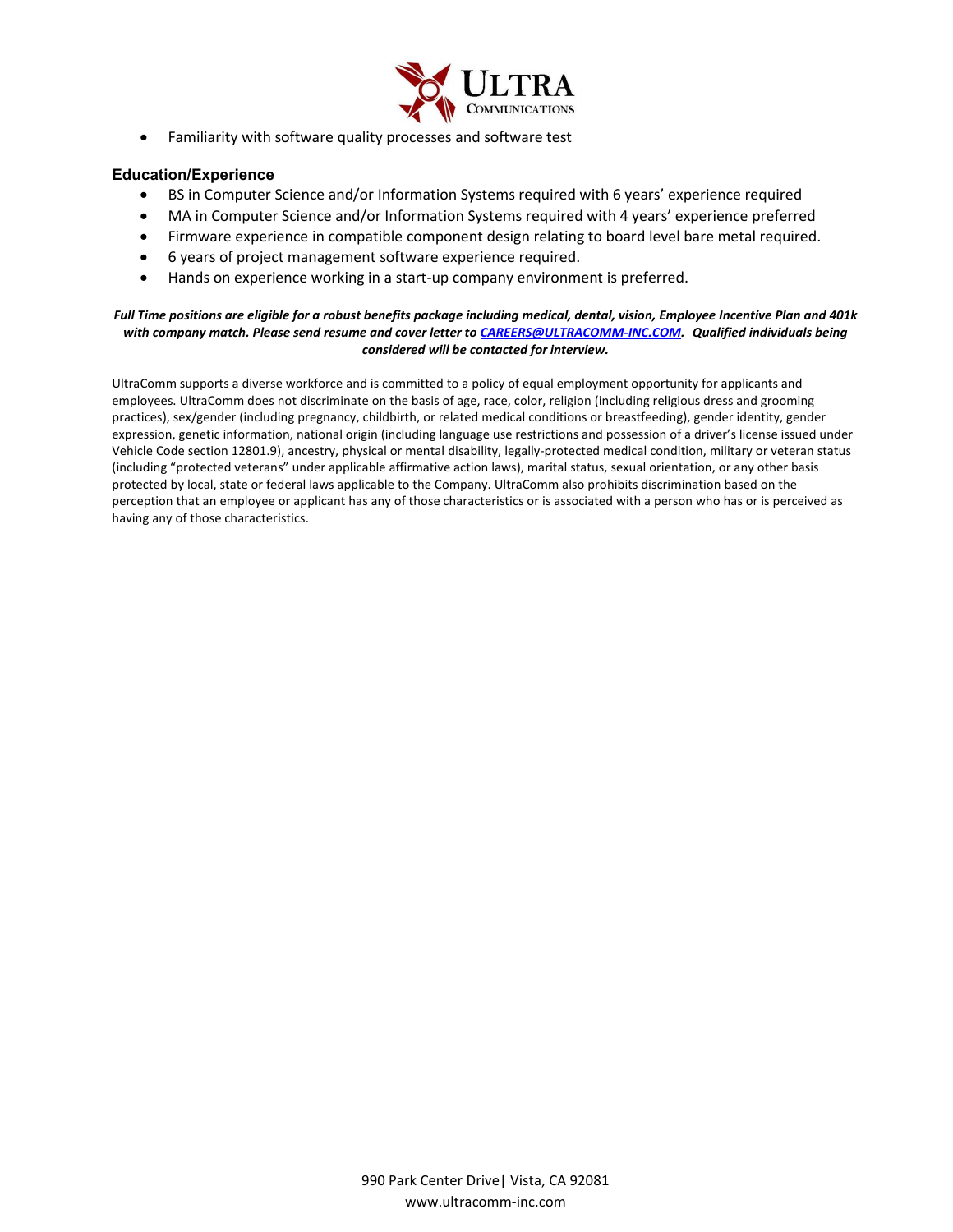- Familiarity with software quality processes and software test

### Education/Experience

- BS in Computer Science and/or Information Systems required with 6 years' experience required
- MA in Computer Science and/or Information Systems required with 4 years' experience preferred
- Firmware experience in compatible component design relating to board level bare metal required.
- 6 years of project management software experience required.
- Hands on experience working in a start-up company environment is preferred.

***Full Time positions are eligible for a robust benefits package including medical, dental, vision, Employee Incentive Plan and 401k with company match. Please send resume and cover letter to [CAREERS@ULTRACOMM-INC.COM](mailto:CAREERS@ULTRACOMM-INC.COM). Qualified individuals being considered will be contacted for interview.***

UltraComm supports a diverse workforce and is committed to a policy of equal employment opportunity for applicants and employees. UltraComm does not discriminate on the basis of age, race, color, religion (including religious dress and grooming practices), sex/gender (including pregnancy, childbirth, or related medical conditions or breastfeeding), gender identity, gender expression, genetic information, national origin (including language use restrictions and possession of a driver's license issued under Vehicle Code section 12801.9), ancestry, physical or mental disability, legally-protected medical condition, military or veteran status (including "protected veterans" under applicable affirmative action laws), marital status, sexual orientation, or any other basis protected by local, state or federal laws applicable to the Company. UltraComm also prohibits discrimination based on the perception that an employee or applicant has any of those characteristics or is associated with a person who has or is perceived as having any of those characteristics.